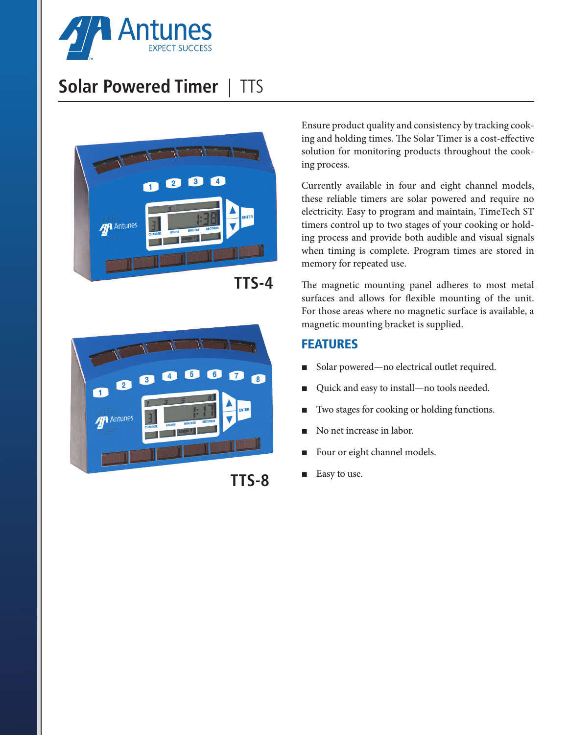Antunes

EXPECT SUCCESS

# Solar Powered Timer | TTS

TTS-4

TTS-8

Ensure product quality and consistency by tracking cooking and holding times. The Solar Timer is a cost-effective solution for monitoring products throughout the cooking process.

Currently available in four and eight channel models, these reliable timers are solar powered and require no electricity. Easy to program and maintain, TimeTech ST timers control up to two stages of your cooking or holding process and provide both audible and visual signals when timing is complete. Program times are stored in memory for repeated use.

The magnetic mounting panel adheres to most metal surfaces and allows for flexible mounting of the unit. For those areas where no magnetic surface is available, a magnetic mounting bracket is supplied.

## FEATURES

- Solar powered—no electrical outlet required.
- Quick and easy to install—no tools needed.
- Two stages for cooking or holding functions.
- No net increase in labor.
- Four or eight channel models.
- Easy to use.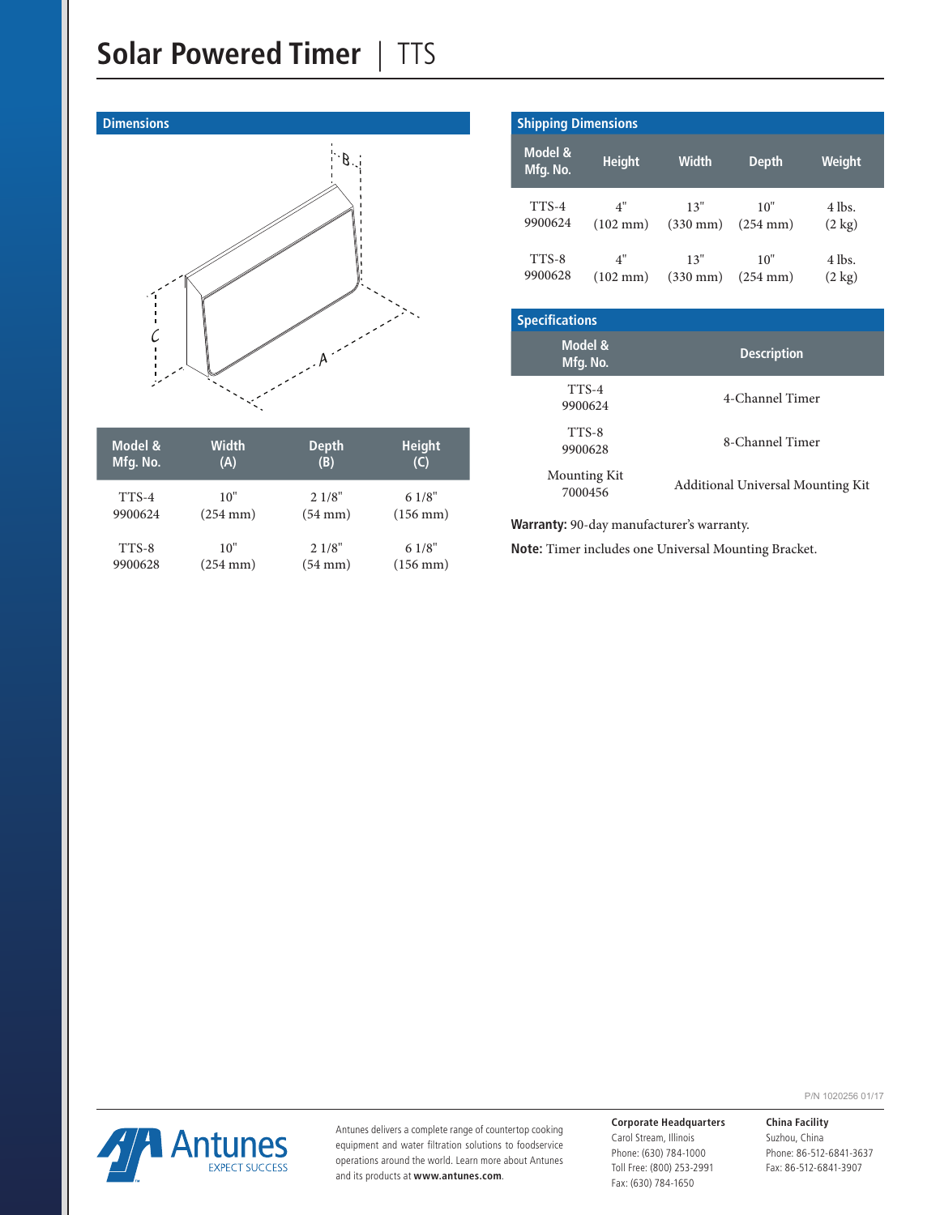# Solar Powered Timer | TTS

## Dimensions

B

C

A

| Model & Mfg. No. | Width (A) | Depth (B) | Height (C) |
|---|---|---|---|
| TTS-4 9900624 | 10" (254 mm) | 2 1/8" (54 mm) | 6 1/8" (156 mm) |
| TTS-8 9900628 | 10" (254 mm) | 2 1/8" (54 mm) | 6 1/8" (156 mm) |

## Shipping Dimensions

| Model & Mfg. No. | Height | Width | Depth | Weight |
|---|---|---|---|---|
| TTS-4 9900624 | 4" (102 mm) | 13" (330 mm) | 10" (254 mm) | 4 lbs. (2 kg) |
| TTS-8 9900628 | 4" (102 mm) | 13" (330 mm) | 10" (254 mm) | 4 lbs. (2 kg) |

## Specifications

| Model & Mfg. No. | Description |
|---|---|
| TTS-4 9900624 | 4-Channel Timer |
| TTS-8 9900628 | 8-Channel Timer |
| Mounting Kit 7000456 | Additional Universal Mounting Kit |

**Warranty:** 90-day manufacturer's warranty.

**Note:** Timer includes one Universal Mounting Bracket.

P/N 1020256 01/17

Antunes EXPECT SUCCESS

Antunes delivers a complete range of countertop cooking equipment and water filtration solutions to foodservice operations around the world. Learn more about Antunes and its products at **www.antunes.com**.

**Corporate Headquarters**
Carol Stream, Illinois
Phone: (630) 784-1000
Toll Free: (800) 253-2991
Fax: (630) 784-1650

**China Facility**
Suzhou, China
Phone: 86-512-6841-3637
Fax: 86-512-6841-3907